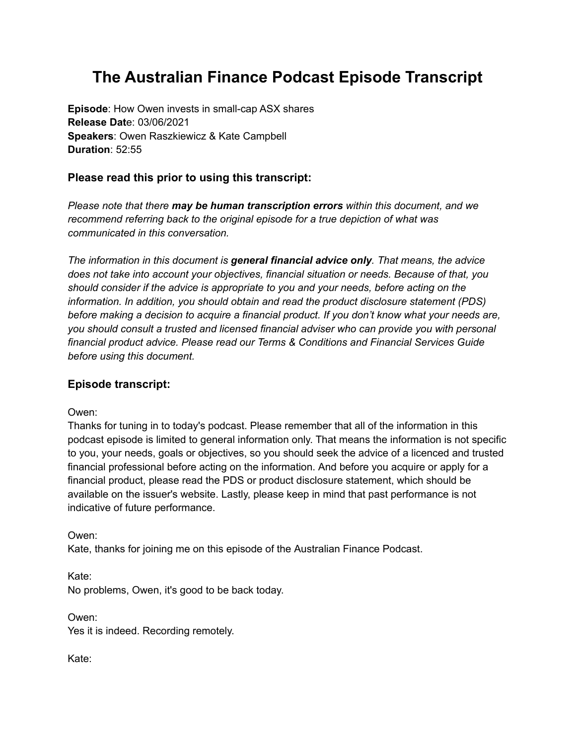# The Australian Finance Podcast Episode Transcript

**Episode**: How Owen invests in small-cap ASX shares
**Release Date**: 03/06/2021
**Speakers**: Owen Raszkiewicz & Kate Campbell
**Duration**: 52:55

### Please read this prior to using this transcript:

*Please note that there **may be human transcription errors** within this document, and we recommend referring back to the original episode for a true depiction of what was communicated in this conversation.*

*The information in this document is **general financial advice only**. That means, the advice does not take into account your objectives, financial situation or needs. Because of that, you should consider if the advice is appropriate to you and your needs, before acting on the information. In addition, you should obtain and read the product disclosure statement (PDS) before making a decision to acquire a financial product. If you don't know what your needs are, you should consult a trusted and licensed financial adviser who can provide you with personal financial product advice. Please read our Terms & Conditions and Financial Services Guide before using this document.*

### Episode transcript:

Owen:
Thanks for tuning in to today's podcast. Please remember that all of the information in this podcast episode is limited to general information only. That means the information is not specific to you, your needs, goals or objectives, so you should seek the advice of a licenced and trusted financial professional before acting on the information. And before you acquire or apply for a financial product, please read the PDS or product disclosure statement, which should be available on the issuer's website. Lastly, please keep in mind that past performance is not indicative of future performance.

Owen:
Kate, thanks for joining me on this episode of the Australian Finance Podcast.

Kate:
No problems, Owen, it's good to be back today.

Owen:
Yes it is indeed. Recording remotely.

Kate: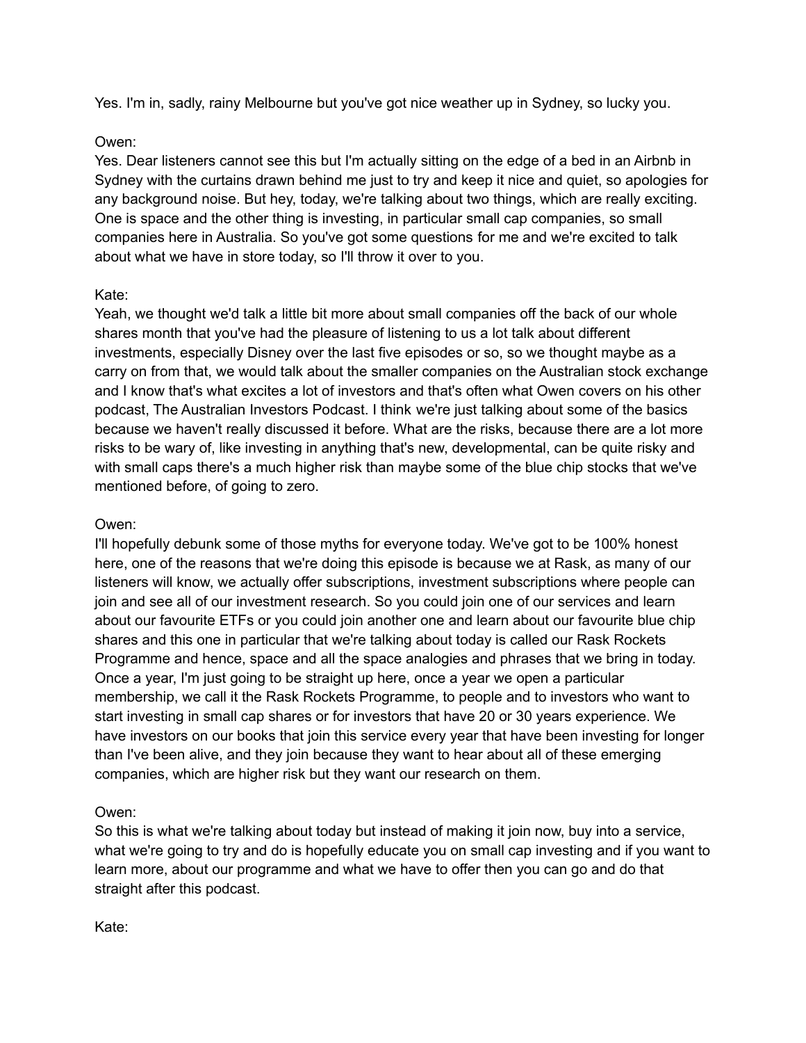Yes. I'm in, sadly, rainy Melbourne but you've got nice weather up in Sydney, so lucky you.

Owen:
Yes. Dear listeners cannot see this but I'm actually sitting on the edge of a bed in an Airbnb in Sydney with the curtains drawn behind me just to try and keep it nice and quiet, so apologies for any background noise. But hey, today, we're talking about two things, which are really exciting. One is space and the other thing is investing, in particular small cap companies, so small companies here in Australia. So you've got some questions for me and we're excited to talk about what we have in store today, so I'll throw it over to you.

Kate:
Yeah, we thought we'd talk a little bit more about small companies off the back of our whole shares month that you've had the pleasure of listening to us a lot talk about different investments, especially Disney over the last five episodes or so, so we thought maybe as a carry on from that, we would talk about the smaller companies on the Australian stock exchange and I know that's what excites a lot of investors and that's often what Owen covers on his other podcast, The Australian Investors Podcast. I think we're just talking about some of the basics because we haven't really discussed it before. What are the risks, because there are a lot more risks to be wary of, like investing in anything that's new, developmental, can be quite risky and with small caps there's a much higher risk than maybe some of the blue chip stocks that we've mentioned before, of going to zero.

Owen:
I'll hopefully debunk some of those myths for everyone today. We've got to be 100% honest here, one of the reasons that we're doing this episode is because we at Rask, as many of our listeners will know, we actually offer subscriptions, investment subscriptions where people can join and see all of our investment research. So you could join one of our services and learn about our favourite ETFs or you could join another one and learn about our favourite blue chip shares and this one in particular that we're talking about today is called our Rask Rockets Programme and hence, space and all the space analogies and phrases that we bring in today. Once a year, I'm just going to be straight up here, once a year we open a particular membership, we call it the Rask Rockets Programme, to people and to investors who want to start investing in small cap shares or for investors that have 20 or 30 years experience. We have investors on our books that join this service every year that have been investing for longer than I've been alive, and they join because they want to hear about all of these emerging companies, which are higher risk but they want our research on them.

Owen:
So this is what we're talking about today but instead of making it join now, buy into a service, what we're going to try and do is hopefully educate you on small cap investing and if you want to learn more, about our programme and what we have to offer then you can go and do that straight after this podcast.

Kate: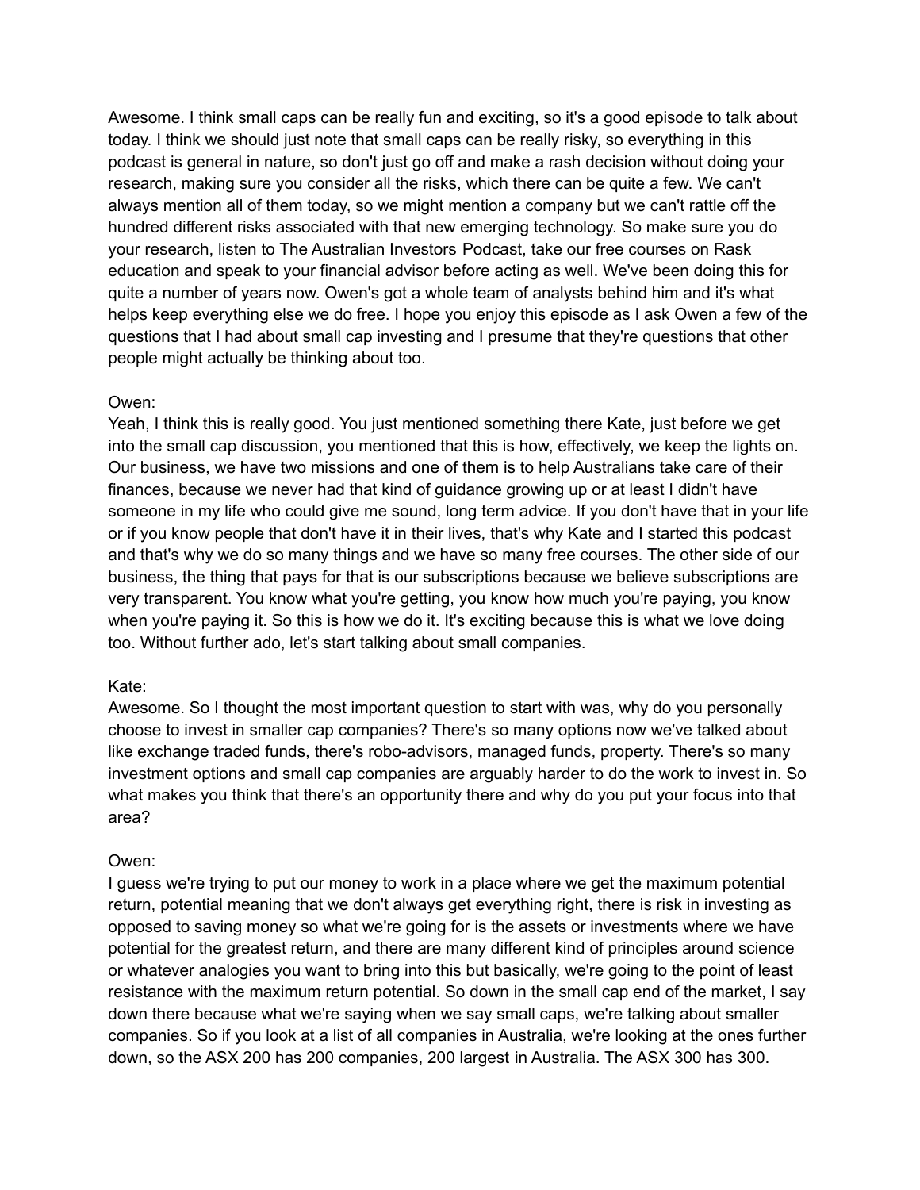Awesome. I think small caps can be really fun and exciting, so it's a good episode to talk about today. I think we should just note that small caps can be really risky, so everything in this podcast is general in nature, so don't just go off and make a rash decision without doing your research, making sure you consider all the risks, which there can be quite a few. We can't always mention all of them today, so we might mention a company but we can't rattle off the hundred different risks associated with that new emerging technology. So make sure you do your research, listen to The Australian Investors Podcast, take our free courses on Rask education and speak to your financial advisor before acting as well. We've been doing this for quite a number of years now. Owen's got a whole team of analysts behind him and it's what helps keep everything else we do free. I hope you enjoy this episode as I ask Owen a few of the questions that I had about small cap investing and I presume that they're questions that other people might actually be thinking about too.

Owen:
Yeah, I think this is really good. You just mentioned something there Kate, just before we get into the small cap discussion, you mentioned that this is how, effectively, we keep the lights on. Our business, we have two missions and one of them is to help Australians take care of their finances, because we never had that kind of guidance growing up or at least I didn't have someone in my life who could give me sound, long term advice. If you don't have that in your life or if you know people that don't have it in their lives, that's why Kate and I started this podcast and that's why we do so many things and we have so many free courses. The other side of our business, the thing that pays for that is our subscriptions because we believe subscriptions are very transparent. You know what you're getting, you know how much you're paying, you know when you're paying it. So this is how we do it. It's exciting because this is what we love doing too. Without further ado, let's start talking about small companies.

Kate:
Awesome. So I thought the most important question to start with was, why do you personally choose to invest in smaller cap companies? There's so many options now we've talked about like exchange traded funds, there's robo-advisors, managed funds, property. There's so many investment options and small cap companies are arguably harder to do the work to invest in. So what makes you think that there's an opportunity there and why do you put your focus into that area?

Owen:
I guess we're trying to put our money to work in a place where we get the maximum potential return, potential meaning that we don't always get everything right, there is risk in investing as opposed to saving money so what we're going for is the assets or investments where we have potential for the greatest return, and there are many different kind of principles around science or whatever analogies you want to bring into this but basically, we're going to the point of least resistance with the maximum return potential. So down in the small cap end of the market, I say down there because what we're saying when we say small caps, we're talking about smaller companies. So if you look at a list of all companies in Australia, we're looking at the ones further down, so the ASX 200 has 200 companies, 200 largest in Australia. The ASX 300 has 300.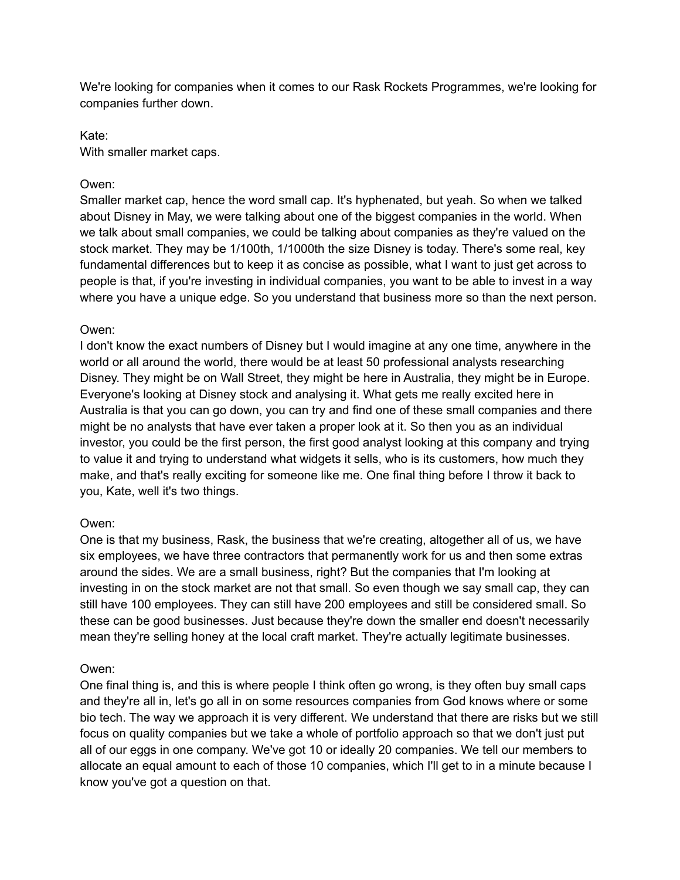We're looking for companies when it comes to our Rask Rockets Programmes, we're looking for companies further down.

Kate:
With smaller market caps.

Owen:
Smaller market cap, hence the word small cap. It's hyphenated, but yeah. So when we talked about Disney in May, we were talking about one of the biggest companies in the world. When we talk about small companies, we could be talking about companies as they're valued on the stock market. They may be 1/100th, 1/1000th the size Disney is today. There's some real, key fundamental differences but to keep it as concise as possible, what I want to just get across to people is that, if you're investing in individual companies, you want to be able to invest in a way where you have a unique edge. So you understand that business more so than the next person.

Owen:
I don't know the exact numbers of Disney but I would imagine at any one time, anywhere in the world or all around the world, there would be at least 50 professional analysts researching Disney. They might be on Wall Street, they might be here in Australia, they might be in Europe. Everyone's looking at Disney stock and analysing it. What gets me really excited here in Australia is that you can go down, you can try and find one of these small companies and there might be no analysts that have ever taken a proper look at it. So then you as an individual investor, you could be the first person, the first good analyst looking at this company and trying to value it and trying to understand what widgets it sells, who is its customers, how much they make, and that's really exciting for someone like me. One final thing before I throw it back to you, Kate, well it's two things.

Owen:
One is that my business, Rask, the business that we're creating, altogether all of us, we have six employees, we have three contractors that permanently work for us and then some extras around the sides. We are a small business, right? But the companies that I'm looking at investing in on the stock market are not that small. So even though we say small cap, they can still have 100 employees. They can still have 200 employees and still be considered small. So these can be good businesses. Just because they're down the smaller end doesn't necessarily mean they're selling honey at the local craft market. They're actually legitimate businesses.

Owen:
One final thing is, and this is where people I think often go wrong, is they often buy small caps and they're all in, let's go all in on some resources companies from God knows where or some bio tech. The way we approach it is very different. We understand that there are risks but we still focus on quality companies but we take a whole of portfolio approach so that we don't just put all of our eggs in one company. We've got 10 or ideally 20 companies. We tell our members to allocate an equal amount to each of those 10 companies, which I'll get to in a minute because I know you've got a question on that.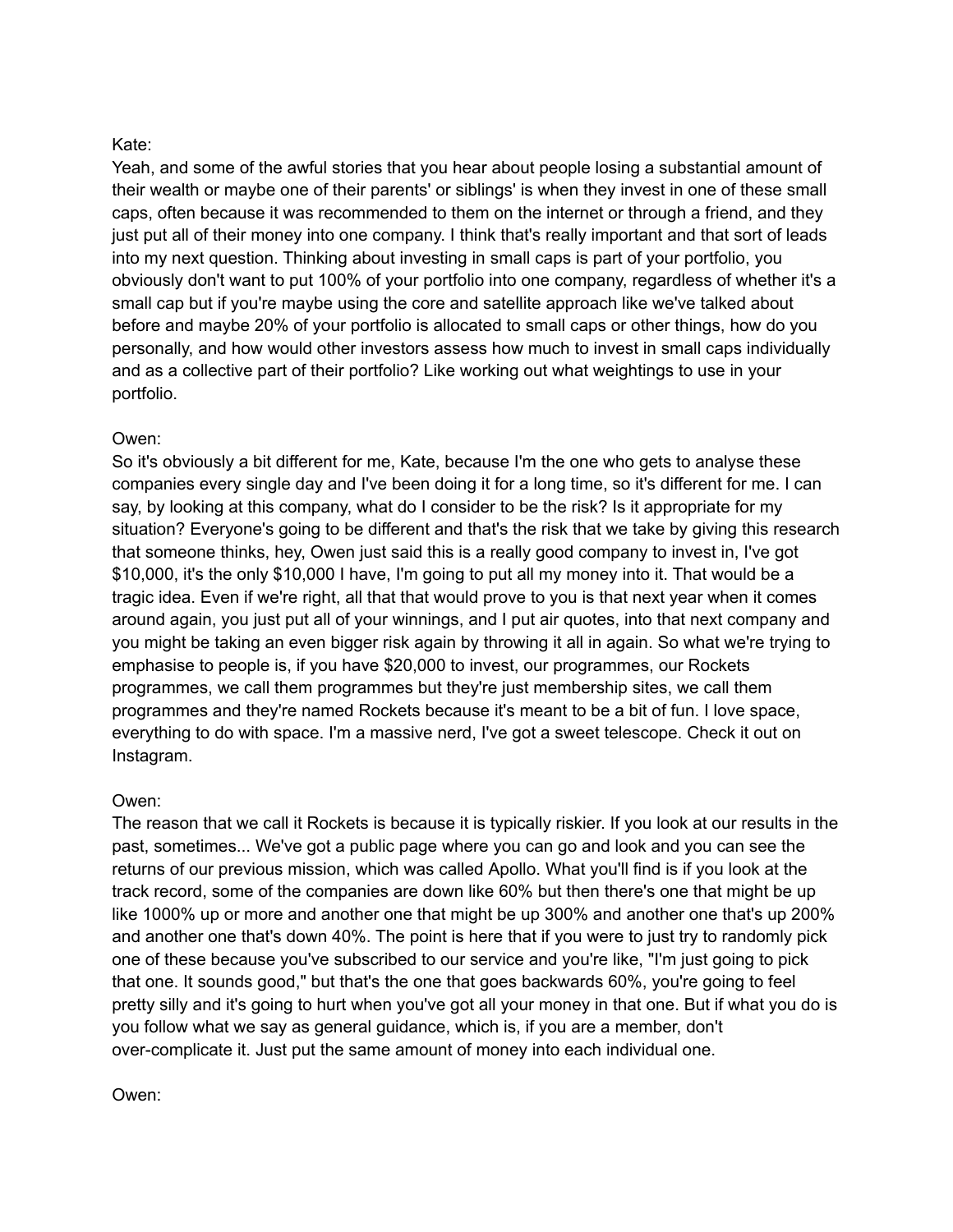Kate:
Yeah, and some of the awful stories that you hear about people losing a substantial amount of their wealth or maybe one of their parents' or siblings' is when they invest in one of these small caps, often because it was recommended to them on the internet or through a friend, and they just put all of their money into one company. I think that's really important and that sort of leads into my next question. Thinking about investing in small caps is part of your portfolio, you obviously don't want to put 100% of your portfolio into one company, regardless of whether it's a small cap but if you're maybe using the core and satellite approach like we've talked about before and maybe 20% of your portfolio is allocated to small caps or other things, how do you personally, and how would other investors assess how much to invest in small caps individually and as a collective part of their portfolio? Like working out what weightings to use in your portfolio.

Owen:
So it's obviously a bit different for me, Kate, because I'm the one who gets to analyse these companies every single day and I've been doing it for a long time, so it's different for me. I can say, by looking at this company, what do I consider to be the risk? Is it appropriate for my situation? Everyone's going to be different and that's the risk that we take by giving this research that someone thinks, hey, Owen just said this is a really good company to invest in, I've got $10,000, it's the only $10,000 I have, I'm going to put all my money into it. That would be a tragic idea. Even if we're right, all that that would prove to you is that next year when it comes around again, you just put all of your winnings, and I put air quotes, into that next company and you might be taking an even bigger risk again by throwing it all in again. So what we're trying to emphasise to people is, if you have $20,000 to invest, our programmes, our Rockets programmes, we call them programmes but they're just membership sites, we call them programmes and they're named Rockets because it's meant to be a bit of fun. I love space, everything to do with space. I'm a massive nerd, I've got a sweet telescope. Check it out on Instagram.

Owen:
The reason that we call it Rockets is because it is typically riskier. If you look at our results in the past, sometimes... We've got a public page where you can go and look and you can see the returns of our previous mission, which was called Apollo. What you'll find is if you look at the track record, some of the companies are down like 60% but then there's one that might be up like 1000% up or more and another one that might be up 300% and another one that's up 200% and another one that's down 40%. The point is here that if you were to just try to randomly pick one of these because you've subscribed to our service and you're like, "I'm just going to pick that one. It sounds good," but that's the one that goes backwards 60%, you're going to feel pretty silly and it's going to hurt when you've got all your money in that one. But if what you do is you follow what we say as general guidance, which is, if you are a member, don't over-complicate it. Just put the same amount of money into each individual one.

Owen: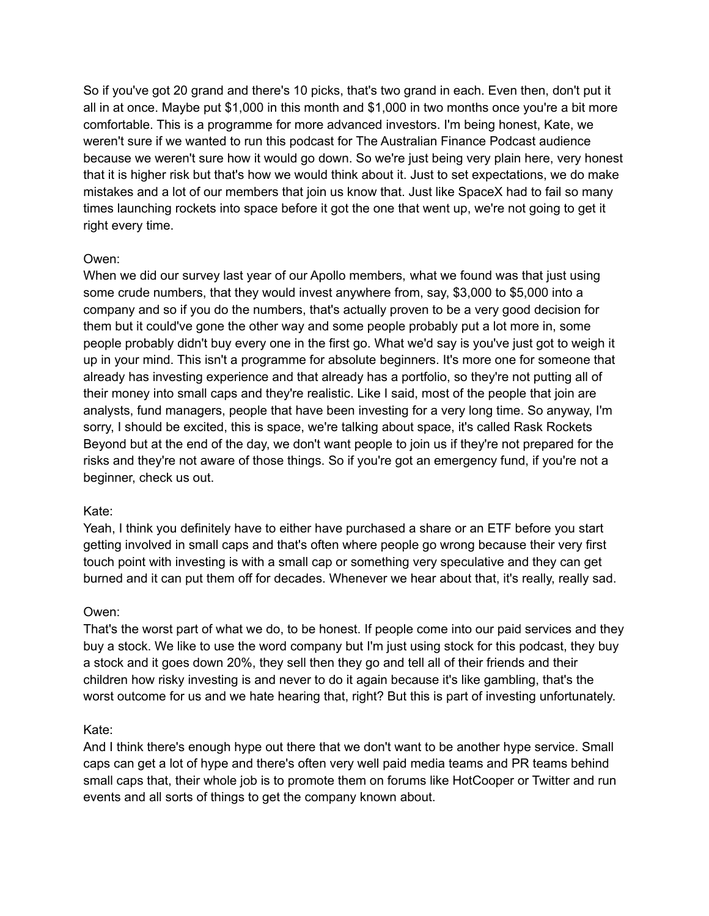So if you've got 20 grand and there's 10 picks, that's two grand in each. Even then, don't put it all in at once. Maybe put $1,000 in this month and $1,000 in two months once you're a bit more comfortable. This is a programme for more advanced investors. I'm being honest, Kate, we weren't sure if we wanted to run this podcast for The Australian Finance Podcast audience because we weren't sure how it would go down. So we're just being very plain here, very honest that it is higher risk but that's how we would think about it. Just to set expectations, we do make mistakes and a lot of our members that join us know that. Just like SpaceX had to fail so many times launching rockets into space before it got the one that went up, we're not going to get it right every time.

Owen:
When we did our survey last year of our Apollo members, what we found was that just using some crude numbers, that they would invest anywhere from, say, $3,000 to $5,000 into a company and so if you do the numbers, that's actually proven to be a very good decision for them but it could've gone the other way and some people probably put a lot more in, some people probably didn't buy every one in the first go. What we'd say is you've just got to weigh it up in your mind. This isn't a programme for absolute beginners. It's more one for someone that already has investing experience and that already has a portfolio, so they're not putting all of their money into small caps and they're realistic. Like I said, most of the people that join are analysts, fund managers, people that have been investing for a very long time. So anyway, I'm sorry, I should be excited, this is space, we're talking about space, it's called Rask Rockets Beyond but at the end of the day, we don't want people to join us if they're not prepared for the risks and they're not aware of those things. So if you've got an emergency fund, if you're not a beginner, check us out.

Kate:
Yeah, I think you definitely have to either have purchased a share or an ETF before you start getting involved in small caps and that's often where people go wrong because their very first touch point with investing is with a small cap or something very speculative and they can get burned and it can put them off for decades. Whenever we hear about that, it's really, really sad.

Owen:
That's the worst part of what we do, to be honest. If people come into our paid services and they buy a stock. We like to use the word company but I'm just using stock for this podcast, they buy a stock and it goes down 20%, they sell then they go and tell all of their friends and their children how risky investing is and never to do it again because it's like gambling, that's the worst outcome for us and we hate hearing that, right? But this is part of investing unfortunately.

Kate:
And I think there's enough hype out there that we don't want to be another hype service. Small caps can get a lot of hype and there's often very well paid media teams and PR teams behind small caps that, their whole job is to promote them on forums like HotCooper or Twitter and run events and all sorts of things to get the company known about.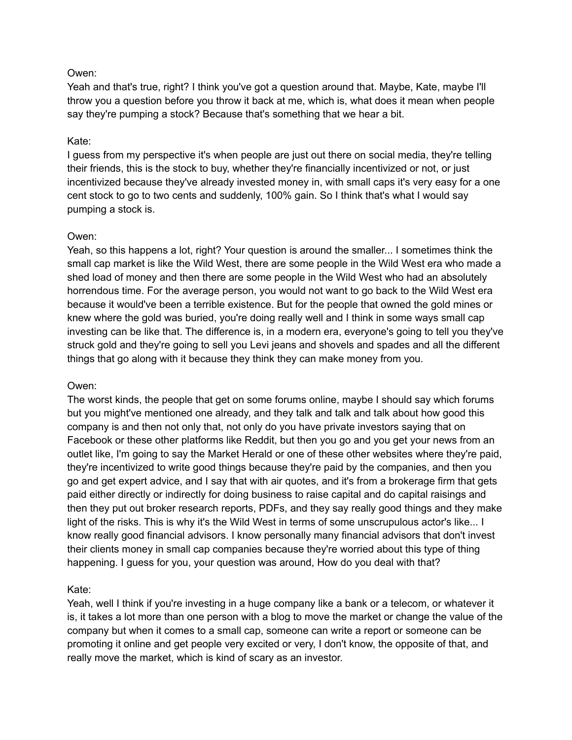Owen:
Yeah and that's true, right? I think you've got a question around that. Maybe, Kate, maybe I'll throw you a question before you throw it back at me, which is, what does it mean when people say they're pumping a stock? Because that's something that we hear a bit.

Kate:
I guess from my perspective it's when people are just out there on social media, they're telling their friends, this is the stock to buy, whether they're financially incentivized or not, or just incentivized because they've already invested money in, with small caps it's very easy for a one cent stock to go to two cents and suddenly, 100% gain. So I think that's what I would say pumping a stock is.

Owen:
Yeah, so this happens a lot, right? Your question is around the smaller... I sometimes think the small cap market is like the Wild West, there are some people in the Wild West era who made a shed load of money and then there are some people in the Wild West who had an absolutely horrendous time. For the average person, you would not want to go back to the Wild West era because it would've been a terrible existence. But for the people that owned the gold mines or knew where the gold was buried, you're doing really well and I think in some ways small cap investing can be like that. The difference is, in a modern era, everyone's going to tell you they've struck gold and they're going to sell you Levi jeans and shovels and spades and all the different things that go along with it because they think they can make money from you.

Owen:
The worst kinds, the people that get on some forums online, maybe I should say which forums but you might've mentioned one already, and they talk and talk and talk about how good this company is and then not only that, not only do you have private investors saying that on Facebook or these other platforms like Reddit, but then you go and you get your news from an outlet like, I'm going to say the Market Herald or one of these other websites where they're paid, they're incentivized to write good things because they're paid by the companies, and then you go and get expert advice, and I say that with air quotes, and it's from a brokerage firm that gets paid either directly or indirectly for doing business to raise capital and do capital raisings and then they put out broker research reports, PDFs, and they say really good things and they make light of the risks. This is why it's the Wild West in terms of some unscrupulous actor's like... I know really good financial advisors. I know personally many financial advisors that don't invest their clients money in small cap companies because they're worried about this type of thing happening. I guess for you, your question was around, How do you deal with that?

Kate:
Yeah, well I think if you're investing in a huge company like a bank or a telecom, or whatever it is, it takes a lot more than one person with a blog to move the market or change the value of the company but when it comes to a small cap, someone can write a report or someone can be promoting it online and get people very excited or very, I don't know, the opposite of that, and really move the market, which is kind of scary as an investor.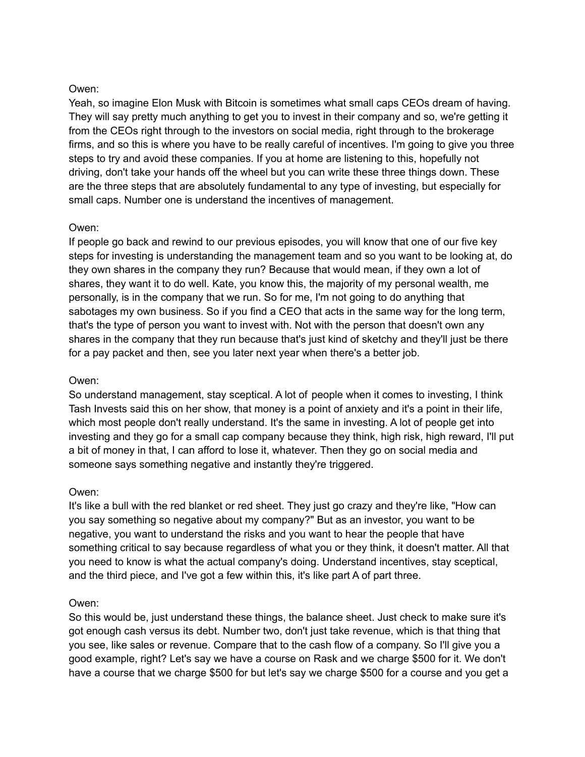Owen:
Yeah, so imagine Elon Musk with Bitcoin is sometimes what small caps CEOs dream of having. They will say pretty much anything to get you to invest in their company and so, we're getting it from the CEOs right through to the investors on social media, right through to the brokerage firms, and so this is where you have to be really careful of incentives. I'm going to give you three steps to try and avoid these companies. If you at home are listening to this, hopefully not driving, don't take your hands off the wheel but you can write these three things down. These are the three steps that are absolutely fundamental to any type of investing, but especially for small caps. Number one is understand the incentives of management.

Owen:
If people go back and rewind to our previous episodes, you will know that one of our five key steps for investing is understanding the management team and so you want to be looking at, do they own shares in the company they run? Because that would mean, if they own a lot of shares, they want it to do well. Kate, you know this, the majority of my personal wealth, me personally, is in the company that we run. So for me, I'm not going to do anything that sabotages my own business. So if you find a CEO that acts in the same way for the long term, that's the type of person you want to invest with. Not with the person that doesn't own any shares in the company that they run because that's just kind of sketchy and they'll just be there for a pay packet and then, see you later next year when there's a better job.

Owen:
So understand management, stay sceptical. A lot of people when it comes to investing, I think Tash Invests said this on her show, that money is a point of anxiety and it's a point in their life, which most people don't really understand. It's the same in investing. A lot of people get into investing and they go for a small cap company because they think, high risk, high reward, I'll put a bit of money in that, I can afford to lose it, whatever. Then they go on social media and someone says something negative and instantly they're triggered.

Owen:
It's like a bull with the red blanket or red sheet. They just go crazy and they're like, "How can you say something so negative about my company?" But as an investor, you want to be negative, you want to understand the risks and you want to hear the people that have something critical to say because regardless of what you or they think, it doesn't matter. All that you need to know is what the actual company's doing. Understand incentives, stay sceptical, and the third piece, and I've got a few within this, it's like part A of part three.

Owen:
So this would be, just understand these things, the balance sheet. Just check to make sure it's got enough cash versus its debt. Number two, don't just take revenue, which is that thing that you see, like sales or revenue. Compare that to the cash flow of a company. So I'll give you a good example, right? Let's say we have a course on Rask and we charge $500 for it. We don't have a course that we charge $500 for but let's say we charge $500 for a course and you get a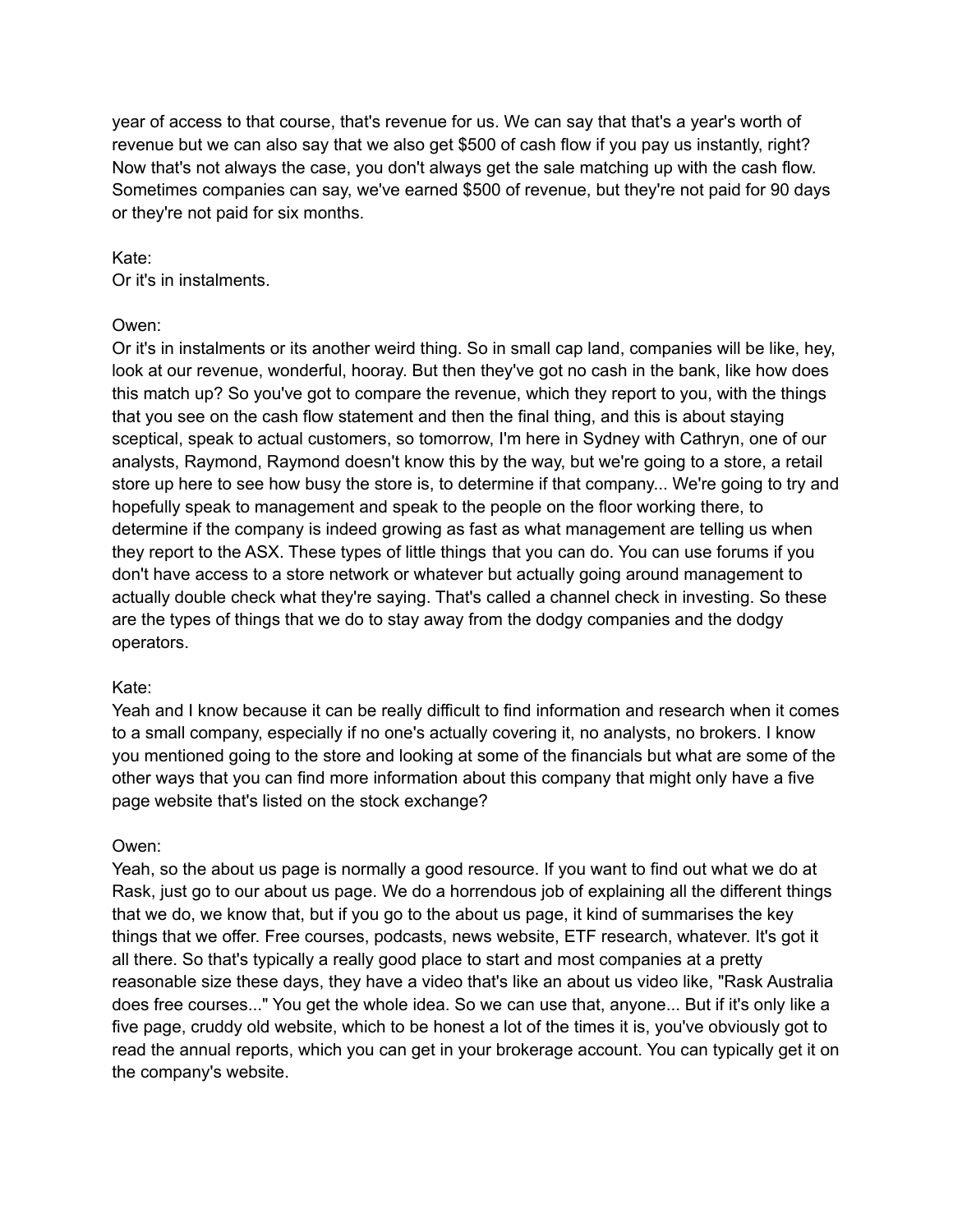year of access to that course, that's revenue for us. We can say that that's a year's worth of revenue but we can also say that we also get $500 of cash flow if you pay us instantly, right? Now that's not always the case, you don't always get the sale matching up with the cash flow. Sometimes companies can say, we've earned $500 of revenue, but they're not paid for 90 days or they're not paid for six months.

Kate:
Or it's in instalments.

Owen:
Or it's in instalments or its another weird thing. So in small cap land, companies will be like, hey, look at our revenue, wonderful, hooray. But then they've got no cash in the bank, like how does this match up? So you've got to compare the revenue, which they report to you, with the things that you see on the cash flow statement and then the final thing, and this is about staying sceptical, speak to actual customers, so tomorrow, I'm here in Sydney with Cathryn, one of our analysts, Raymond, Raymond doesn't know this by the way, but we're going to a store, a retail store up here to see how busy the store is, to determine if that company... We're going to try and hopefully speak to management and speak to the people on the floor working there, to determine if the company is indeed growing as fast as what management are telling us when they report to the ASX. These types of little things that you can do. You can use forums if you don't have access to a store network or whatever but actually going around management to actually double check what they're saying. That's called a channel check in investing. So these are the types of things that we do to stay away from the dodgy companies and the dodgy operators.

Kate:
Yeah and I know because it can be really difficult to find information and research when it comes to a small company, especially if no one's actually covering it, no analysts, no brokers. I know you mentioned going to the store and looking at some of the financials but what are some of the other ways that you can find more information about this company that might only have a five page website that's listed on the stock exchange?

Owen:
Yeah, so the about us page is normally a good resource. If you want to find out what we do at Rask, just go to our about us page. We do a horrendous job of explaining all the different things that we do, we know that, but if you go to the about us page, it kind of summarises the key things that we offer. Free courses, podcasts, news website, ETF research, whatever. It's got it all there. So that's typically a really good place to start and most companies at a pretty reasonable size these days, they have a video that's like an about us video like, "Rask Australia does free courses..." You get the whole idea. So we can use that, anyone... But if it's only like a five page, cruddy old website, which to be honest a lot of the times it is, you've obviously got to read the annual reports, which you can get in your brokerage account. You can typically get it on the company's website.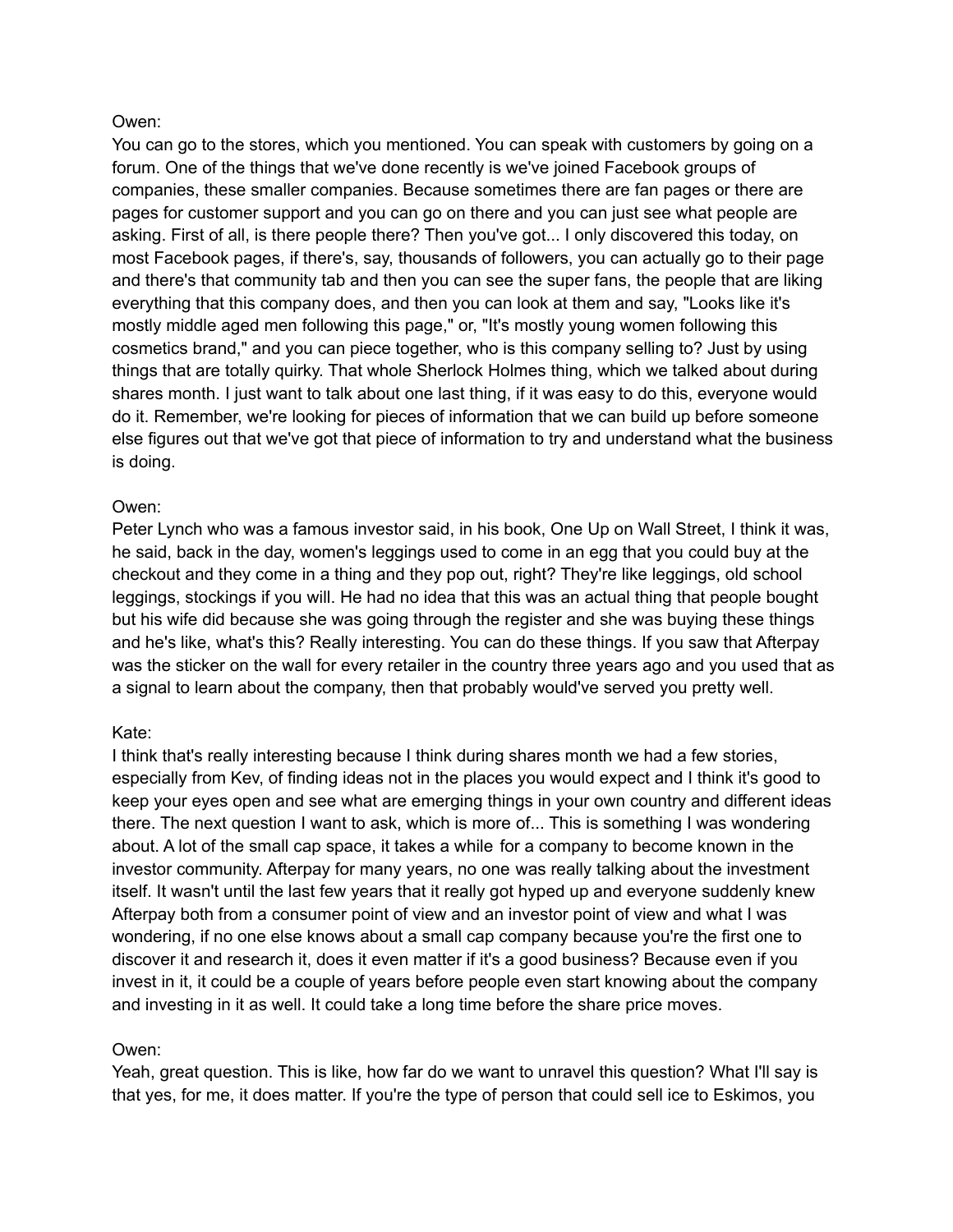Owen:
You can go to the stores, which you mentioned. You can speak with customers by going on a forum. One of the things that we've done recently is we've joined Facebook groups of companies, these smaller companies. Because sometimes there are fan pages or there are pages for customer support and you can go on there and you can just see what people are asking. First of all, is there people there? Then you've got... I only discovered this today, on most Facebook pages, if there's, say, thousands of followers, you can actually go to their page and there's that community tab and then you can see the super fans, the people that are liking everything that this company does, and then you can look at them and say, "Looks like it's mostly middle aged men following this page," or, "It's mostly young women following this cosmetics brand," and you can piece together, who is this company selling to? Just by using things that are totally quirky. That whole Sherlock Holmes thing, which we talked about during shares month. I just want to talk about one last thing, if it was easy to do this, everyone would do it. Remember, we're looking for pieces of information that we can build up before someone else figures out that we've got that piece of information to try and understand what the business is doing.

Owen:
Peter Lynch who was a famous investor said, in his book, One Up on Wall Street, I think it was, he said, back in the day, women's leggings used to come in an egg that you could buy at the checkout and they come in a thing and they pop out, right? They're like leggings, old school leggings, stockings if you will. He had no idea that this was an actual thing that people bought but his wife did because she was going through the register and she was buying these things and he's like, what's this? Really interesting. You can do these things. If you saw that Afterpay was the sticker on the wall for every retailer in the country three years ago and you used that as a signal to learn about the company, then that probably would've served you pretty well.

Kate:
I think that's really interesting because I think during shares month we had a few stories, especially from Kev, of finding ideas not in the places you would expect and I think it's good to keep your eyes open and see what are emerging things in your own country and different ideas there. The next question I want to ask, which is more of... This is something I was wondering about. A lot of the small cap space, it takes a while for a company to become known in the investor community. Afterpay for many years, no one was really talking about the investment itself. It wasn't until the last few years that it really got hyped up and everyone suddenly knew Afterpay both from a consumer point of view and an investor point of view and what I was wondering, if no one else knows about a small cap company because you're the first one to discover it and research it, does it even matter if it's a good business? Because even if you invest in it, it could be a couple of years before people even start knowing about the company and investing in it as well. It could take a long time before the share price moves.

Owen:
Yeah, great question. This is like, how far do we want to unravel this question? What I'll say is that yes, for me, it does matter. If you're the type of person that could sell ice to Eskimos, you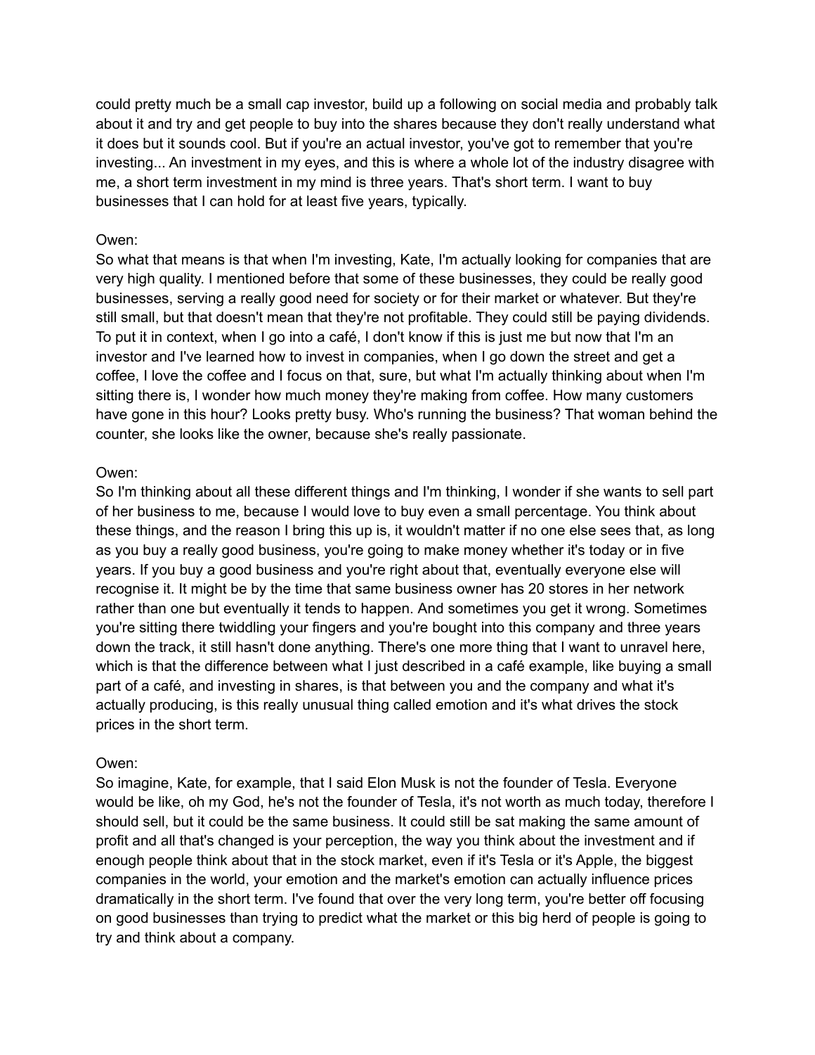could pretty much be a small cap investor, build up a following on social media and probably talk about it and try and get people to buy into the shares because they don't really understand what it does but it sounds cool. But if you're an actual investor, you've got to remember that you're investing... An investment in my eyes, and this is where a whole lot of the industry disagree with me, a short term investment in my mind is three years. That's short term. I want to buy businesses that I can hold for at least five years, typically.

Owen:
So what that means is that when I'm investing, Kate, I'm actually looking for companies that are very high quality. I mentioned before that some of these businesses, they could be really good businesses, serving a really good need for society or for their market or whatever. But they're still small, but that doesn't mean that they're not profitable. They could still be paying dividends. To put it in context, when I go into a café, I don't know if this is just me but now that I'm an investor and I've learned how to invest in companies, when I go down the street and get a coffee, I love the coffee and I focus on that, sure, but what I'm actually thinking about when I'm sitting there is, I wonder how much money they're making from coffee. How many customers have gone in this hour? Looks pretty busy. Who's running the business? That woman behind the counter, she looks like the owner, because she's really passionate.

Owen:
So I'm thinking about all these different things and I'm thinking, I wonder if she wants to sell part of her business to me, because I would love to buy even a small percentage. You think about these things, and the reason I bring this up is, it wouldn't matter if no one else sees that, as long as you buy a really good business, you're going to make money whether it's today or in five years. If you buy a good business and you're right about that, eventually everyone else will recognise it. It might be by the time that same business owner has 20 stores in her network rather than one but eventually it tends to happen. And sometimes you get it wrong. Sometimes you're sitting there twiddling your fingers and you're bought into this company and three years down the track, it still hasn't done anything. There's one more thing that I want to unravel here, which is that the difference between what I just described in a café example, like buying a small part of a café, and investing in shares, is that between you and the company and what it's actually producing, is this really unusual thing called emotion and it's what drives the stock prices in the short term.

Owen:
So imagine, Kate, for example, that I said Elon Musk is not the founder of Tesla. Everyone would be like, oh my God, he's not the founder of Tesla, it's not worth as much today, therefore I should sell, but it could be the same business. It could still be sat making the same amount of profit and all that's changed is your perception, the way you think about the investment and if enough people think about that in the stock market, even if it's Tesla or it's Apple, the biggest companies in the world, your emotion and the market's emotion can actually influence prices dramatically in the short term. I've found that over the very long term, you're better off focusing on good businesses than trying to predict what the market or this big herd of people is going to try and think about a company.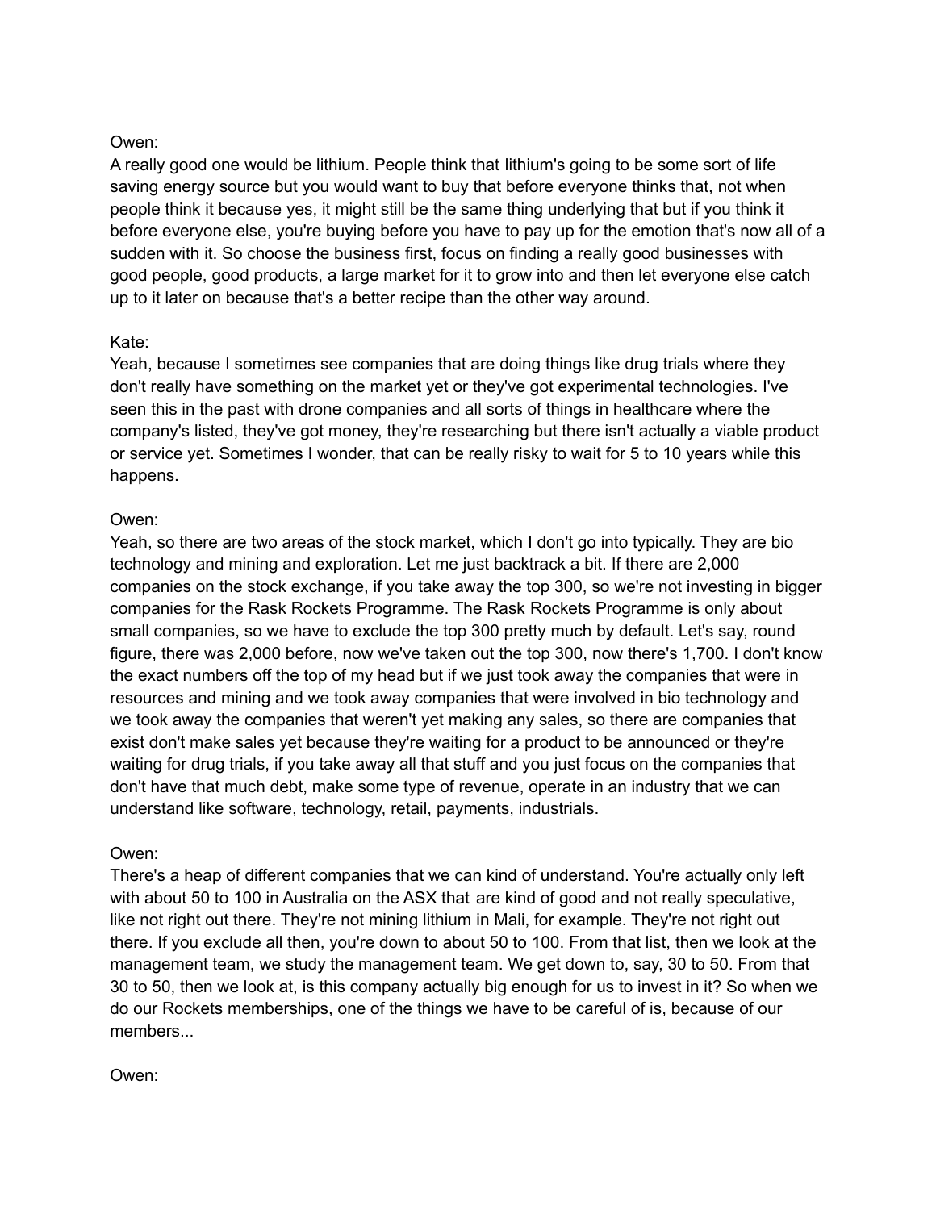Owen:

A really good one would be lithium. People think that lithium's going to be some sort of life saving energy source but you would want to buy that before everyone thinks that, not when people think it because yes, it might still be the same thing underlying that but if you think it before everyone else, you're buying before you have to pay up for the emotion that's now all of a sudden with it. So choose the business first, focus on finding a really good businesses with good people, good products, a large market for it to grow into and then let everyone else catch up to it later on because that's a better recipe than the other way around.

Kate:

Yeah, because I sometimes see companies that are doing things like drug trials where they don't really have something on the market yet or they've got experimental technologies. I've seen this in the past with drone companies and all sorts of things in healthcare where the company's listed, they've got money, they're researching but there isn't actually a viable product or service yet. Sometimes I wonder, that can be really risky to wait for 5 to 10 years while this happens.

Owen:

Yeah, so there are two areas of the stock market, which I don't go into typically. They are bio technology and mining and exploration. Let me just backtrack a bit. If there are 2,000 companies on the stock exchange, if you take away the top 300, so we're not investing in bigger companies for the Rask Rockets Programme. The Rask Rockets Programme is only about small companies, so we have to exclude the top 300 pretty much by default. Let's say, round figure, there was 2,000 before, now we've taken out the top 300, now there's 1,700. I don't know the exact numbers off the top of my head but if we just took away the companies that were in resources and mining and we took away companies that were involved in bio technology and we took away the companies that weren't yet making any sales, so there are companies that exist don't make sales yet because they're waiting for a product to be announced or they're waiting for drug trials, if you take away all that stuff and you just focus on the companies that don't have that much debt, make some type of revenue, operate in an industry that we can understand like software, technology, retail, payments, industrials.

Owen:

There's a heap of different companies that we can kind of understand. You're actually only left with about 50 to 100 in Australia on the ASX that are kind of good and not really speculative, like not right out there. They're not mining lithium in Mali, for example. They're not right out there. If you exclude all then, you're down to about 50 to 100. From that list, then we look at the management team, we study the management team. We get down to, say, 30 to 50. From that 30 to 50, then we look at, is this company actually big enough for us to invest in it? So when we do our Rockets memberships, one of the things we have to be careful of is, because of our members...

Owen: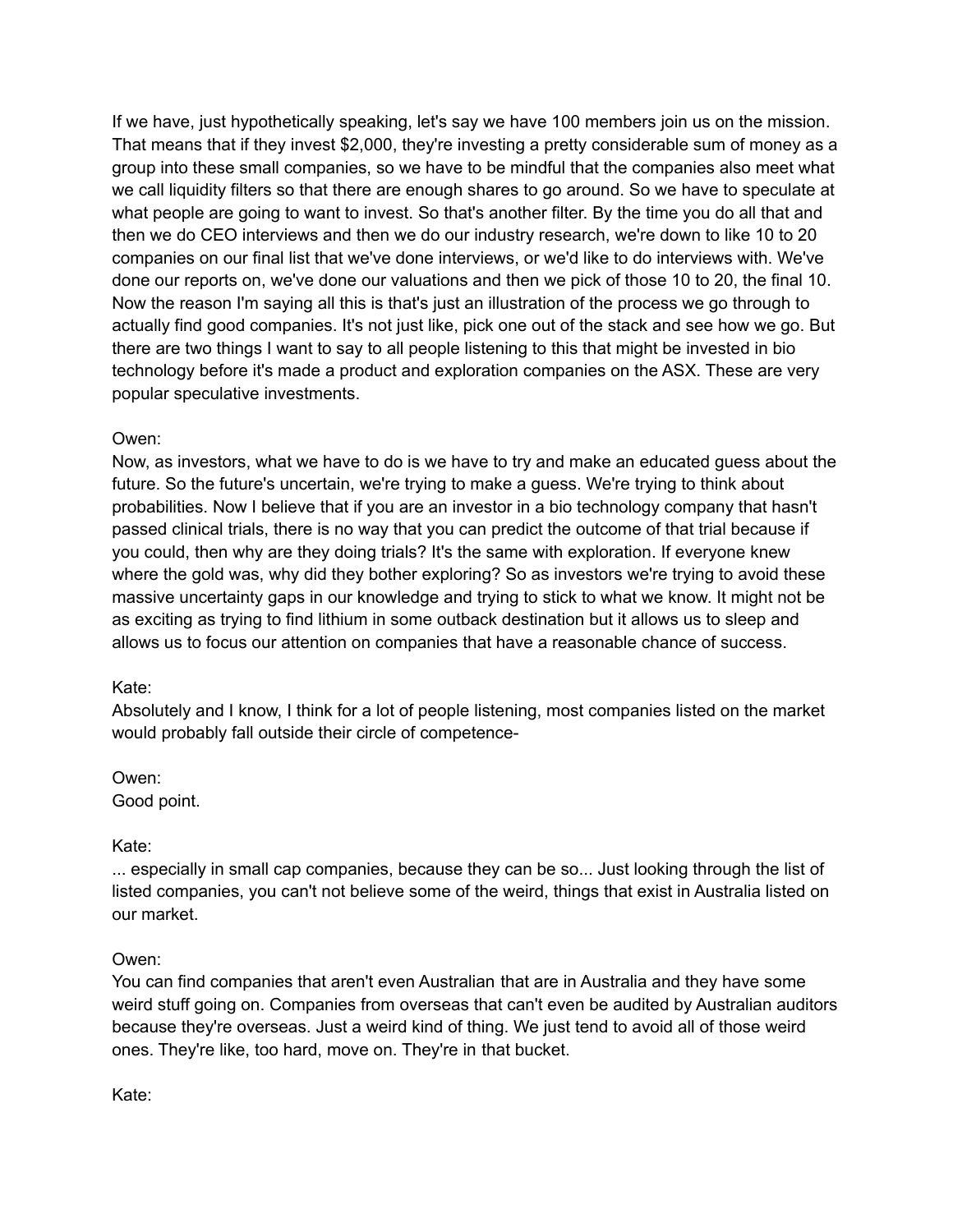If we have, just hypothetically speaking, let's say we have 100 members join us on the mission. That means that if they invest $2,000, they're investing a pretty considerable sum of money as a group into these small companies, so we have to be mindful that the companies also meet what we call liquidity filters so that there are enough shares to go around. So we have to speculate at what people are going to want to invest. So that's another filter. By the time you do all that and then we do CEO interviews and then we do our industry research, we're down to like 10 to 20 companies on our final list that we've done interviews, or we'd like to do interviews with. We've done our reports on, we've done our valuations and then we pick of those 10 to 20, the final 10. Now the reason I'm saying all this is that's just an illustration of the process we go through to actually find good companies. It's not just like, pick one out of the stack and see how we go. But there are two things I want to say to all people listening to this that might be invested in bio technology before it's made a product and exploration companies on the ASX. These are very popular speculative investments.

Owen:
Now, as investors, what we have to do is we have to try and make an educated guess about the future. So the future's uncertain, we're trying to make a guess. We're trying to think about probabilities. Now I believe that if you are an investor in a bio technology company that hasn't passed clinical trials, there is no way that you can predict the outcome of that trial because if you could, then why are they doing trials? It's the same with exploration. If everyone knew where the gold was, why did they bother exploring? So as investors we're trying to avoid these massive uncertainty gaps in our knowledge and trying to stick to what we know. It might not be as exciting as trying to find lithium in some outback destination but it allows us to sleep and allows us to focus our attention on companies that have a reasonable chance of success.

Kate:
Absolutely and I know, I think for a lot of people listening, most companies listed on the market would probably fall outside their circle of competence-

Owen:
Good point.

Kate:
... especially in small cap companies, because they can be so... Just looking through the list of listed companies, you can't not believe some of the weird, things that exist in Australia listed on our market.

Owen:
You can find companies that aren't even Australian that are in Australia and they have some weird stuff going on. Companies from overseas that can't even be audited by Australian auditors because they're overseas. Just a weird kind of thing. We just tend to avoid all of those weird ones. They're like, too hard, move on. They're in that bucket.

Kate: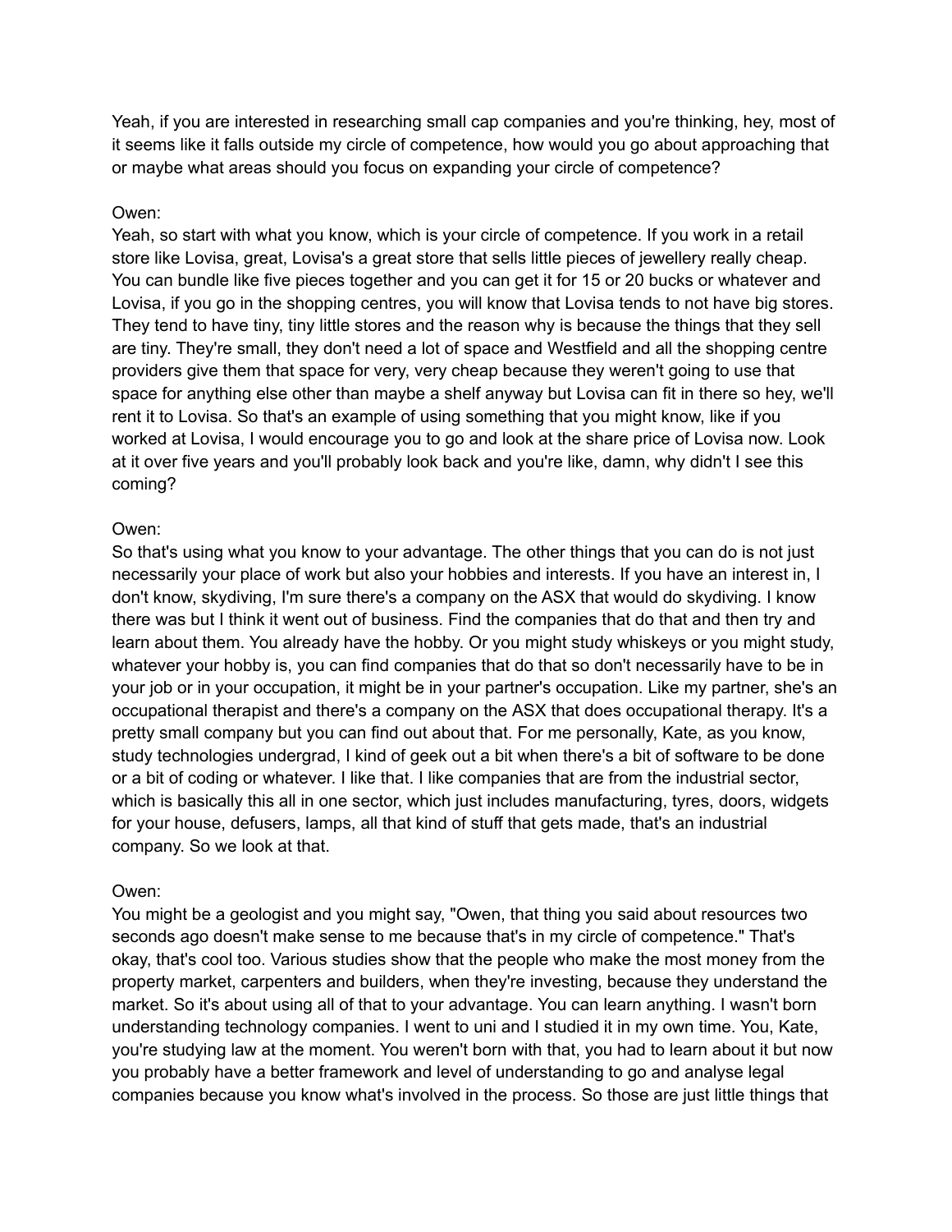Yeah, if you are interested in researching small cap companies and you're thinking, hey, most of it seems like it falls outside my circle of competence, how would you go about approaching that or maybe what areas should you focus on expanding your circle of competence?

Owen:
Yeah, so start with what you know, which is your circle of competence. If you work in a retail store like Lovisa, great, Lovisa's a great store that sells little pieces of jewellery really cheap. You can bundle like five pieces together and you can get it for 15 or 20 bucks or whatever and Lovisa, if you go in the shopping centres, you will know that Lovisa tends to not have big stores. They tend to have tiny, tiny little stores and the reason why is because the things that they sell are tiny. They're small, they don't need a lot of space and Westfield and all the shopping centre providers give them that space for very, very cheap because they weren't going to use that space for anything else other than maybe a shelf anyway but Lovisa can fit in there so hey, we'll rent it to Lovisa. So that's an example of using something that you might know, like if you worked at Lovisa, I would encourage you to go and look at the share price of Lovisa now. Look at it over five years and you'll probably look back and you're like, damn, why didn't I see this coming?

Owen:
So that's using what you know to your advantage. The other things that you can do is not just necessarily your place of work but also your hobbies and interests. If you have an interest in, I don't know, skydiving, I'm sure there's a company on the ASX that would do skydiving. I know there was but I think it went out of business. Find the companies that do that and then try and learn about them. You already have the hobby. Or you might study whiskeys or you might study, whatever your hobby is, you can find companies that do that so don't necessarily have to be in your job or in your occupation, it might be in your partner's occupation. Like my partner, she's an occupational therapist and there's a company on the ASX that does occupational therapy. It's a pretty small company but you can find out about that. For me personally, Kate, as you know, study technologies undergrad, I kind of geek out a bit when there's a bit of software to be done or a bit of coding or whatever. I like that. I like companies that are from the industrial sector, which is basically this all in one sector, which just includes manufacturing, tyres, doors, widgets for your house, defusers, lamps, all that kind of stuff that gets made, that's an industrial company. So we look at that.

Owen:
You might be a geologist and you might say, "Owen, that thing you said about resources two seconds ago doesn't make sense to me because that's in my circle of competence." That's okay, that's cool too. Various studies show that the people who make the most money from the property market, carpenters and builders, when they're investing, because they understand the market. So it's about using all of that to your advantage. You can learn anything. I wasn't born understanding technology companies. I went to uni and I studied it in my own time. You, Kate, you're studying law at the moment. You weren't born with that, you had to learn about it but now you probably have a better framework and level of understanding to go and analyse legal companies because you know what's involved in the process. So those are just little things that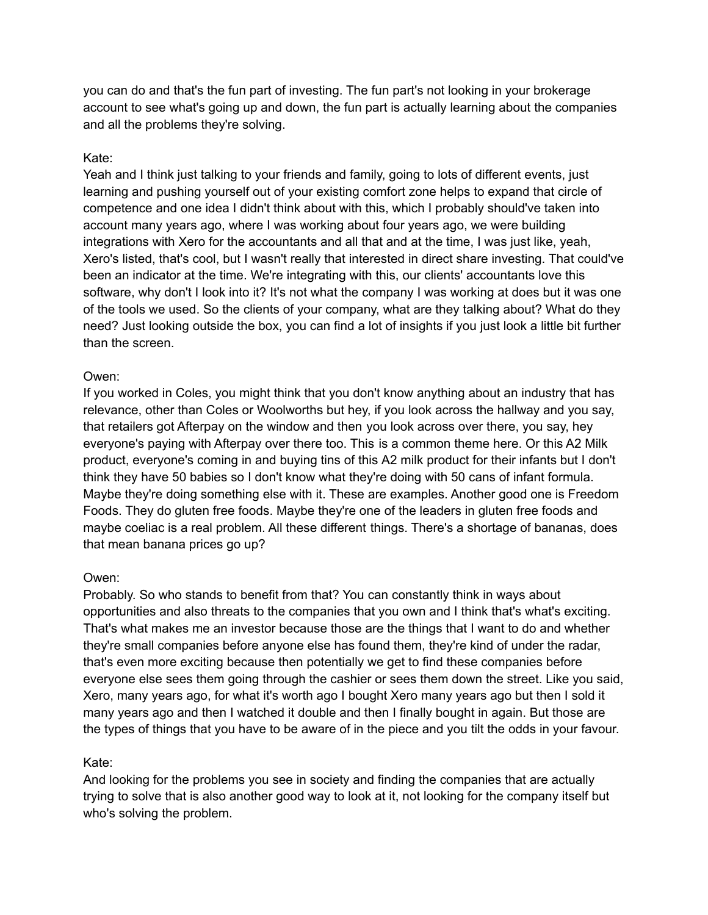you can do and that's the fun part of investing. The fun part's not looking in your brokerage account to see what's going up and down, the fun part is actually learning about the companies and all the problems they're solving.

Kate:
Yeah and I think just talking to your friends and family, going to lots of different events, just learning and pushing yourself out of your existing comfort zone helps to expand that circle of competence and one idea I didn't think about with this, which I probably should've taken into account many years ago, where I was working about four years ago, we were building integrations with Xero for the accountants and all that and at the time, I was just like, yeah, Xero's listed, that's cool, but I wasn't really that interested in direct share investing. That could've been an indicator at the time. We're integrating with this, our clients' accountants love this software, why don't I look into it? It's not what the company I was working at does but it was one of the tools we used. So the clients of your company, what are they talking about? What do they need? Just looking outside the box, you can find a lot of insights if you just look a little bit further than the screen.

Owen:
If you worked in Coles, you might think that you don't know anything about an industry that has relevance, other than Coles or Woolworths but hey, if you look across the hallway and you say, that retailers got Afterpay on the window and then you look across over there, you say, hey everyone's paying with Afterpay over there too. This is a common theme here. Or this A2 Milk product, everyone's coming in and buying tins of this A2 milk product for their infants but I don't think they have 50 babies so I don't know what they're doing with 50 cans of infant formula. Maybe they're doing something else with it. These are examples. Another good one is Freedom Foods. They do gluten free foods. Maybe they're one of the leaders in gluten free foods and maybe coeliac is a real problem. All these different things. There's a shortage of bananas, does that mean banana prices go up?

Owen:
Probably. So who stands to benefit from that? You can constantly think in ways about opportunities and also threats to the companies that you own and I think that's what's exciting. That's what makes me an investor because those are the things that I want to do and whether they're small companies before anyone else has found them, they're kind of under the radar, that's even more exciting because then potentially we get to find these companies before everyone else sees them going through the cashier or sees them down the street. Like you said, Xero, many years ago, for what it's worth ago I bought Xero many years ago but then I sold it many years ago and then I watched it double and then I finally bought in again. But those are the types of things that you have to be aware of in the piece and you tilt the odds in your favour.

Kate:
And looking for the problems you see in society and finding the companies that are actually trying to solve that is also another good way to look at it, not looking for the company itself but who's solving the problem.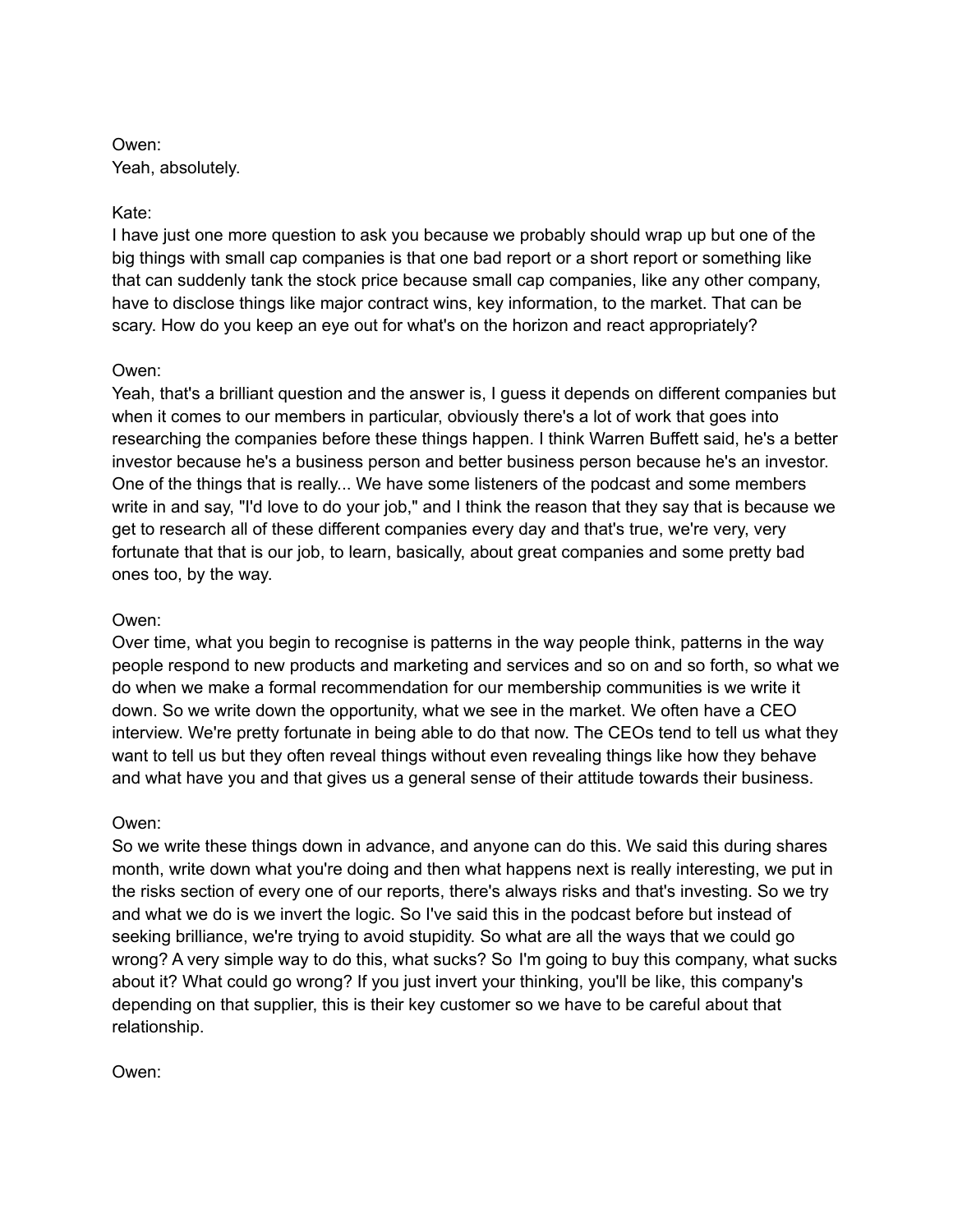Owen:
Yeah, absolutely.

Kate:
I have just one more question to ask you because we probably should wrap up but one of the big things with small cap companies is that one bad report or a short report or something like that can suddenly tank the stock price because small cap companies, like any other company, have to disclose things like major contract wins, key information, to the market. That can be scary. How do you keep an eye out for what's on the horizon and react appropriately?

Owen:
Yeah, that's a brilliant question and the answer is, I guess it depends on different companies but when it comes to our members in particular, obviously there's a lot of work that goes into researching the companies before these things happen. I think Warren Buffett said, he's a better investor because he's a business person and better business person because he's an investor. One of the things that is really... We have some listeners of the podcast and some members write in and say, "I'd love to do your job," and I think the reason that they say that is because we get to research all of these different companies every day and that's true, we're very, very fortunate that that is our job, to learn, basically, about great companies and some pretty bad ones too, by the way.

Owen:
Over time, what you begin to recognise is patterns in the way people think, patterns in the way people respond to new products and marketing and services and so on and so forth, so what we do when we make a formal recommendation for our membership communities is we write it down. So we write down the opportunity, what we see in the market. We often have a CEO interview. We're pretty fortunate in being able to do that now. The CEOs tend to tell us what they want to tell us but they often reveal things without even revealing things like how they behave and what have you and that gives us a general sense of their attitude towards their business.

Owen:
So we write these things down in advance, and anyone can do this. We said this during shares month, write down what you're doing and then what happens next is really interesting, we put in the risks section of every one of our reports, there's always risks and that's investing. So we try and what we do is we invert the logic. So I've said this in the podcast before but instead of seeking brilliance, we're trying to avoid stupidity. So what are all the ways that we could go wrong? A very simple way to do this, what sucks? So I'm going to buy this company, what sucks about it? What could go wrong? If you just invert your thinking, you'll be like, this company's depending on that supplier, this is their key customer so we have to be careful about that relationship.

Owen: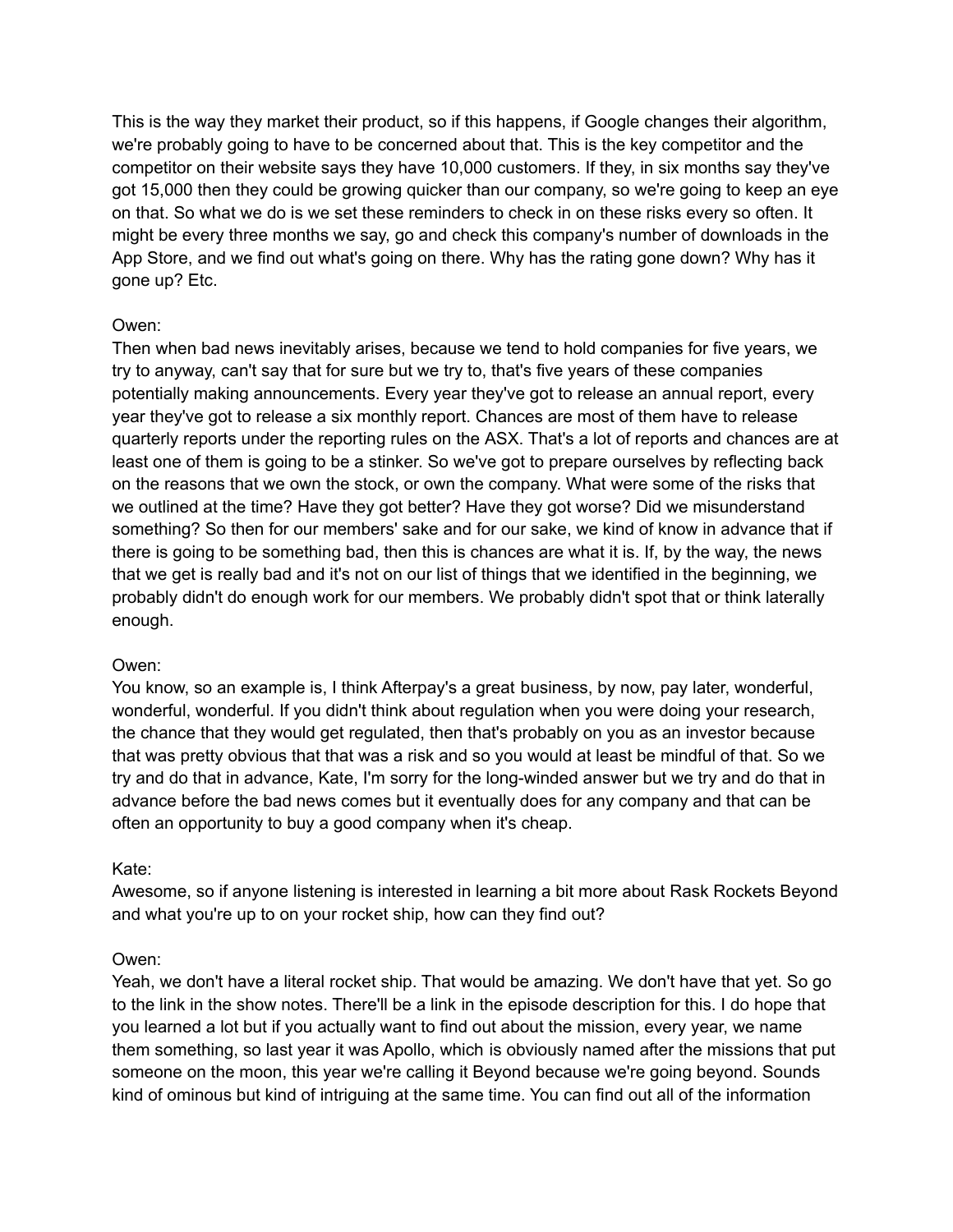This is the way they market their product, so if this happens, if Google changes their algorithm, we're probably going to have to be concerned about that. This is the key competitor and the competitor on their website says they have 10,000 customers. If they, in six months say they've got 15,000 then they could be growing quicker than our company, so we're going to keep an eye on that. So what we do is we set these reminders to check in on these risks every so often. It might be every three months we say, go and check this company's number of downloads in the App Store, and we find out what's going on there. Why has the rating gone down? Why has it gone up? Etc.

Owen:
Then when bad news inevitably arises, because we tend to hold companies for five years, we try to anyway, can't say that for sure but we try to, that's five years of these companies potentially making announcements. Every year they've got to release an annual report, every year they've got to release a six monthly report. Chances are most of them have to release quarterly reports under the reporting rules on the ASX. That's a lot of reports and chances are at least one of them is going to be a stinker. So we've got to prepare ourselves by reflecting back on the reasons that we own the stock, or own the company. What were some of the risks that we outlined at the time? Have they got better? Have they got worse? Did we misunderstand something? So then for our members' sake and for our sake, we kind of know in advance that if there is going to be something bad, then this is chances are what it is. If, by the way, the news that we get is really bad and it's not on our list of things that we identified in the beginning, we probably didn't do enough work for our members. We probably didn't spot that or think laterally enough.

Owen:
You know, so an example is, I think Afterpay's a great business, by now, pay later, wonderful, wonderful, wonderful. If you didn't think about regulation when you were doing your research, the chance that they would get regulated, then that's probably on you as an investor because that was pretty obvious that that was a risk and so you would at least be mindful of that. So we try and do that in advance, Kate, I'm sorry for the long-winded answer but we try and do that in advance before the bad news comes but it eventually does for any company and that can be often an opportunity to buy a good company when it's cheap.

Kate:
Awesome, so if anyone listening is interested in learning a bit more about Rask Rockets Beyond and what you're up to on your rocket ship, how can they find out?

Owen:
Yeah, we don't have a literal rocket ship. That would be amazing. We don't have that yet. So go to the link in the show notes. There'll be a link in the episode description for this. I do hope that you learned a lot but if you actually want to find out about the mission, every year, we name them something, so last year it was Apollo, which is obviously named after the missions that put someone on the moon, this year we're calling it Beyond because we're going beyond. Sounds kind of ominous but kind of intriguing at the same time. You can find out all of the information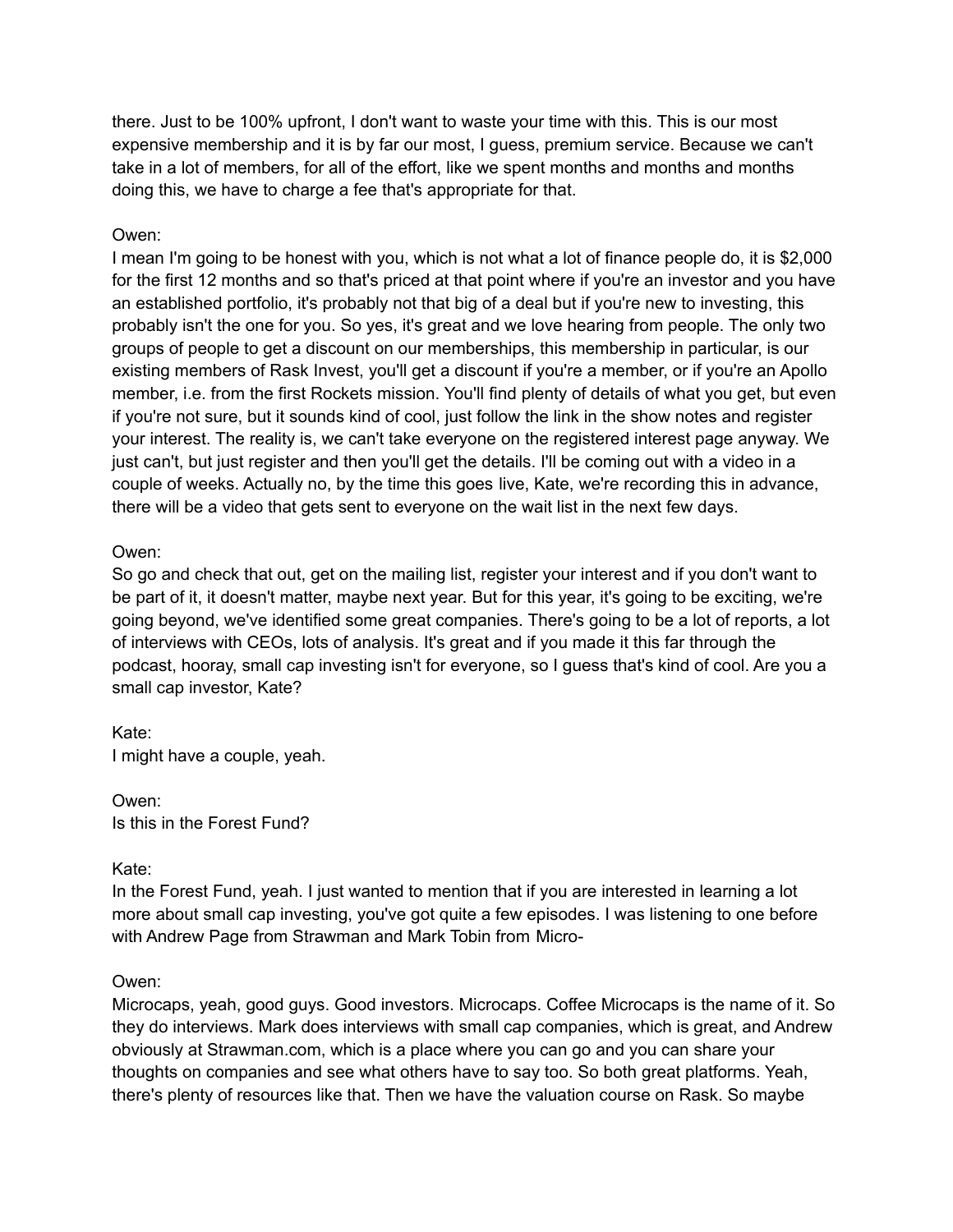there. Just to be 100% upfront, I don't want to waste your time with this. This is our most expensive membership and it is by far our most, I guess, premium service. Because we can't take in a lot of members, for all of the effort, like we spent months and months and months doing this, we have to charge a fee that's appropriate for that.

Owen:
I mean I'm going to be honest with you, which is not what a lot of finance people do, it is $2,000 for the first 12 months and so that's priced at that point where if you're an investor and you have an established portfolio, it's probably not that big of a deal but if you're new to investing, this probably isn't the one for you. So yes, it's great and we love hearing from people. The only two groups of people to get a discount on our memberships, this membership in particular, is our existing members of Rask Invest, you'll get a discount if you're a member, or if you're an Apollo member, i.e. from the first Rockets mission. You'll find plenty of details of what you get, but even if you're not sure, but it sounds kind of cool, just follow the link in the show notes and register your interest. The reality is, we can't take everyone on the registered interest page anyway. We just can't, but just register and then you'll get the details. I'll be coming out with a video in a couple of weeks. Actually no, by the time this goes live, Kate, we're recording this in advance, there will be a video that gets sent to everyone on the wait list in the next few days.

Owen:
So go and check that out, get on the mailing list, register your interest and if you don't want to be part of it, it doesn't matter, maybe next year. But for this year, it's going to be exciting, we're going beyond, we've identified some great companies. There's going to be a lot of reports, a lot of interviews with CEOs, lots of analysis. It's great and if you made it this far through the podcast, hooray, small cap investing isn't for everyone, so I guess that's kind of cool. Are you a small cap investor, Kate?

Kate:
I might have a couple, yeah.

Owen:
Is this in the Forest Fund?

Kate:
In the Forest Fund, yeah. I just wanted to mention that if you are interested in learning a lot more about small cap investing, you've got quite a few episodes. I was listening to one before with Andrew Page from Strawman and Mark Tobin from Micro-

Owen:
Microcaps, yeah, good guys. Good investors. Microcaps. Coffee Microcaps is the name of it. So they do interviews. Mark does interviews with small cap companies, which is great, and Andrew obviously at Strawman.com, which is a place where you can go and you can share your thoughts on companies and see what others have to say too. So both great platforms. Yeah, there's plenty of resources like that. Then we have the valuation course on Rask. So maybe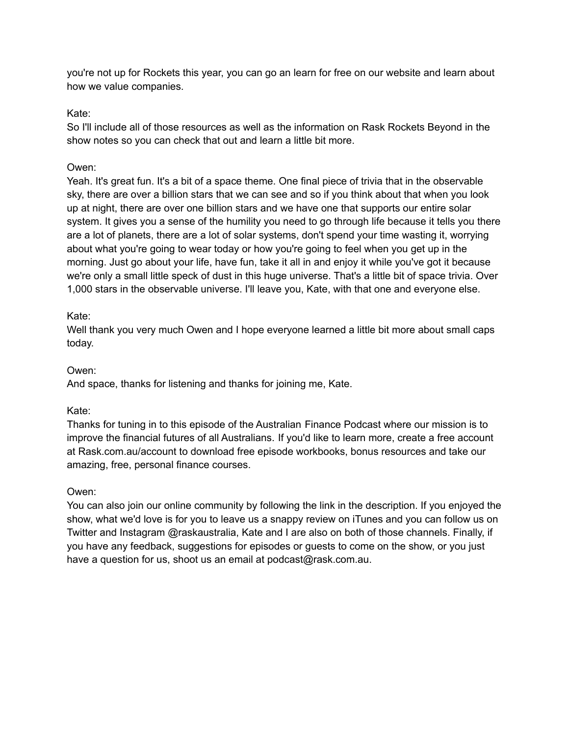you're not up for Rockets this year, you can go an learn for free on our website and learn about how we value companies.

Kate:
So I'll include all of those resources as well as the information on Rask Rockets Beyond in the show notes so you can check that out and learn a little bit more.

Owen:
Yeah. It's great fun. It's a bit of a space theme. One final piece of trivia that in the observable sky, there are over a billion stars that we can see and so if you think about that when you look up at night, there are over one billion stars and we have one that supports our entire solar system. It gives you a sense of the humility you need to go through life because it tells you there are a lot of planets, there are a lot of solar systems, don't spend your time wasting it, worrying about what you're going to wear today or how you're going to feel when you get up in the morning. Just go about your life, have fun, take it all in and enjoy it while you've got it because we're only a small little speck of dust in this huge universe. That's a little bit of space trivia. Over 1,000 stars in the observable universe. I'll leave you, Kate, with that one and everyone else.

Kate:
Well thank you very much Owen and I hope everyone learned a little bit more about small caps today.

Owen:
And space, thanks for listening and thanks for joining me, Kate.

Kate:
Thanks for tuning in to this episode of the Australian Finance Podcast where our mission is to improve the financial futures of all Australians. If you'd like to learn more, create a free account at Rask.com.au/account to download free episode workbooks, bonus resources and take our amazing, free, personal finance courses.

Owen:
You can also join our online community by following the link in the description. If you enjoyed the show, what we'd love is for you to leave us a snappy review on iTunes and you can follow us on Twitter and Instagram @raskaustralia, Kate and I are also on both of those channels. Finally, if you have any feedback, suggestions for episodes or guests to come on the show, or you just have a question for us, shoot us an email at podcast@rask.com.au.